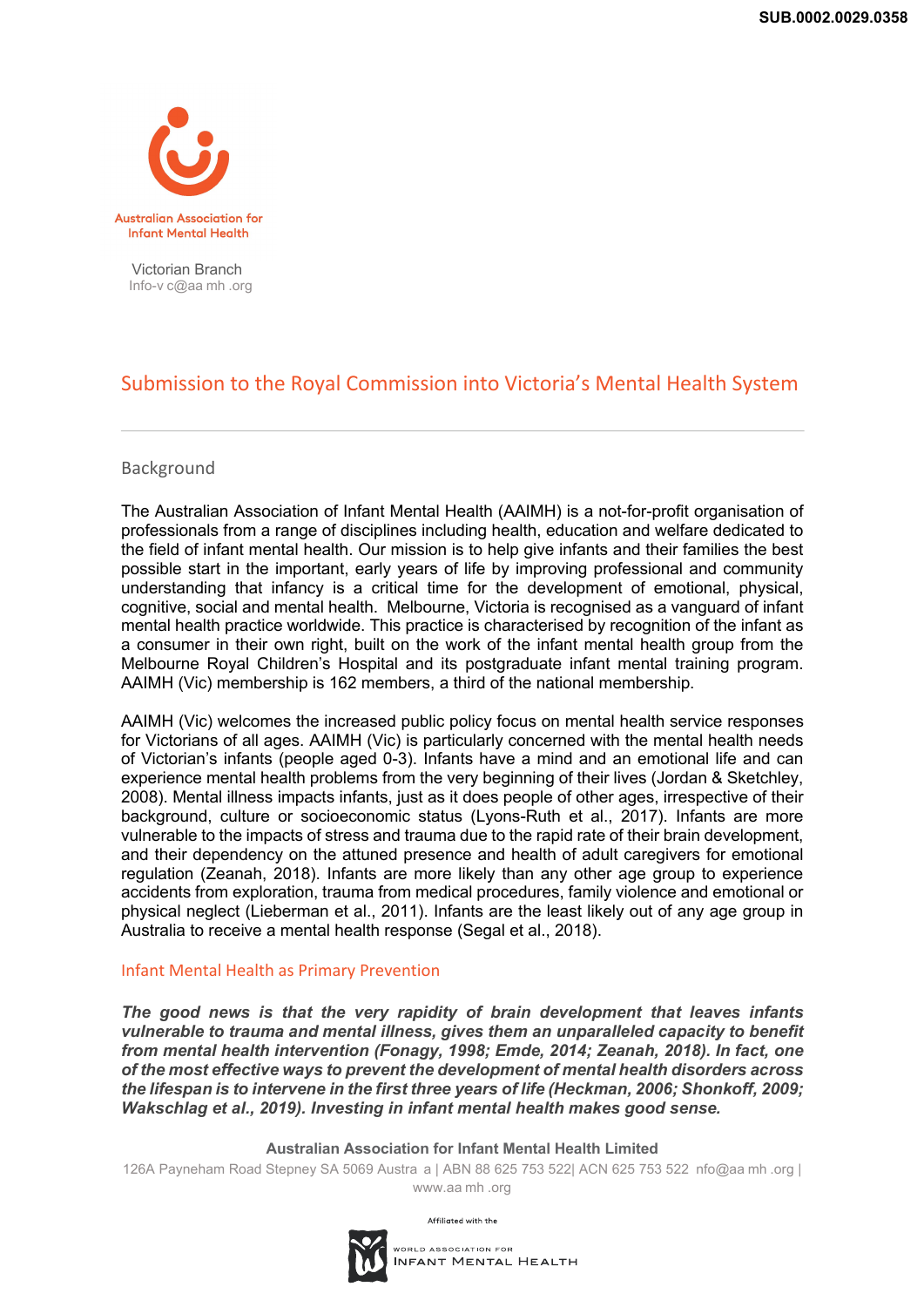Australian Association for Infant Mental Health

Victorian Branch
Info-v c@aa mh .org

# Submission to the Royal Commission into Victoria's Mental Health System

## Background

The Australian Association of Infant Mental Health (AAIMH) is a not-for-profit organisation of professionals from a range of disciplines including health, education and welfare dedicated to the field of infant mental health. Our mission is to help give infants and their families the best possible start in the important, early years of life by improving professional and community understanding that infancy is a critical time for the development of emotional, physical, cognitive, social and mental health. Melbourne, Victoria is recognised as a vanguard of infant mental health practice worldwide. This practice is characterised by recognition of the infant as a consumer in their own right, built on the work of the infant mental health group from the Melbourne Royal Children's Hospital and its postgraduate infant mental training program. AAIMH (Vic) membership is 162 members, a third of the national membership.

AAIMH (Vic) welcomes the increased public policy focus on mental health service responses for Victorians of all ages. AAIMH (Vic) is particularly concerned with the mental health needs of Victorian's infants (people aged 0-3). Infants have a mind and an emotional life and can experience mental health problems from the very beginning of their lives (Jordan & Sketchley, 2008). Mental illness impacts infants, just as it does people of other ages, irrespective of their background, culture or socioeconomic status (Lyons-Ruth et al., 2017). Infants are more vulnerable to the impacts of stress and trauma due to the rapid rate of their brain development, and their dependency on the attuned presence and health of adult caregivers for emotional regulation (Zeanah, 2018). Infants are more likely than any other age group to experience accidents from exploration, trauma from medical procedures, family violence and emotional or physical neglect (Lieberman et al., 2011). Infants are the least likely out of any age group in Australia to receive a mental health response (Segal et al., 2018).

## Infant Mental Health as Primary Prevention

***The good news is that the very rapidity of brain development that leaves infants vulnerable to trauma and mental illness, gives them an unparalleled capacity to benefit from mental health intervention (Fonagy, 1998; Emde, 2014; Zeanah, 2018). In fact, one of the most effective ways to prevent the development of mental health disorders across the lifespan is to intervene in the first three years of life (Heckman, 2006; Shonkoff, 2009; Wakschlag et al., 2019). Investing in infant mental health makes good sense.***

**Australian Association for Infant Mental Health Limited**
126A Payneham Road Stepney SA 5069 Austra a | ABN 88 625 753 522| ACN 625 753 522 nfo@aa mh .org | www.aa mh .org

Affiliated with the World Association for Infant Mental Health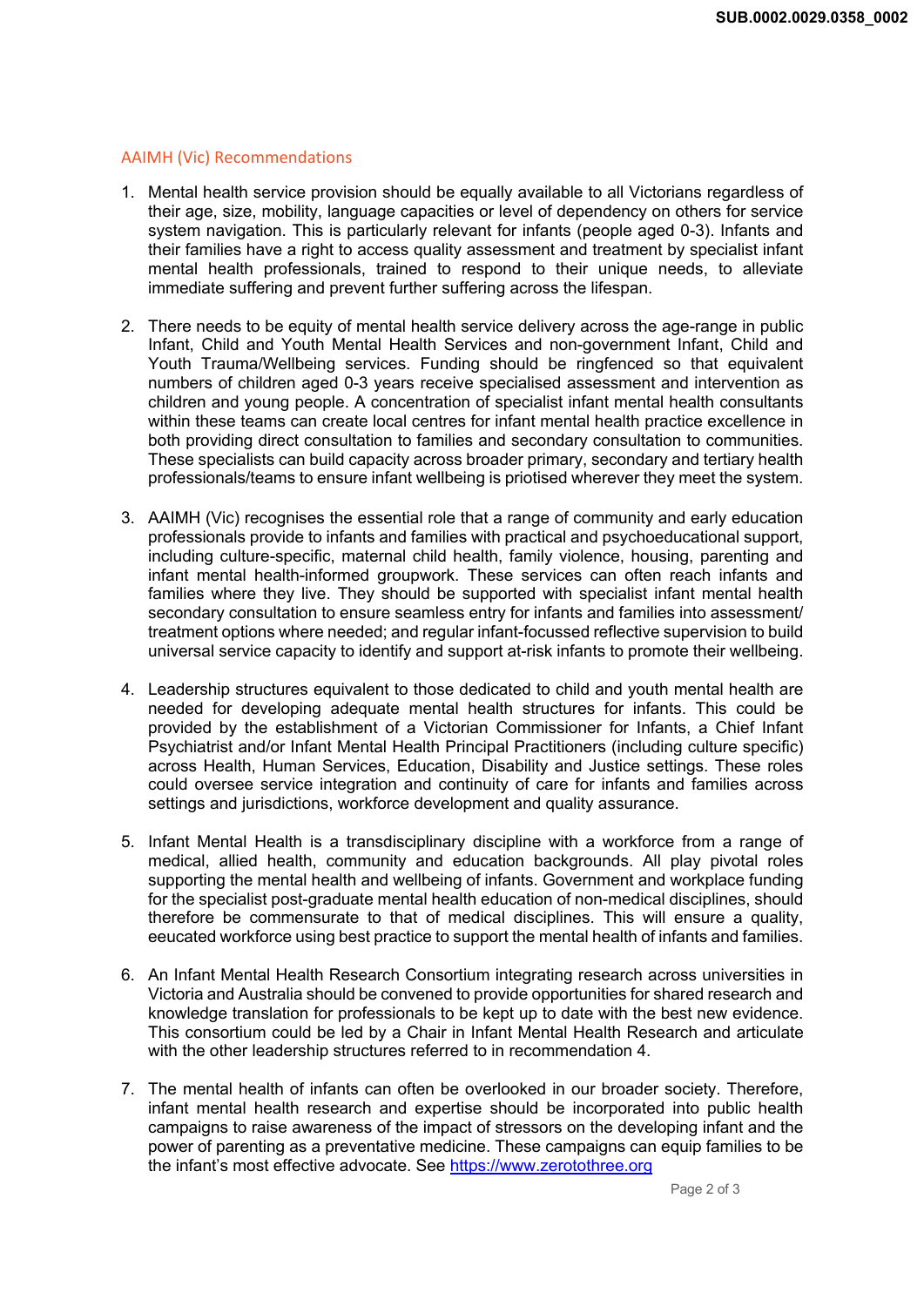## AAIMH (Vic) Recommendations

1. Mental health service provision should be equally available to all Victorians regardless of their age, size, mobility, language capacities or level of dependency on others for service system navigation. This is particularly relevant for infants (people aged 0-3). Infants and their families have a right to access quality assessment and treatment by specialist infant mental health professionals, trained to respond to their unique needs, to alleviate immediate suffering and prevent further suffering across the lifespan.

2. There needs to be equity of mental health service delivery across the age-range in public Infant, Child and Youth Mental Health Services and non-government Infant, Child and Youth Trauma/Wellbeing services. Funding should be ringfenced so that equivalent numbers of children aged 0-3 years receive specialised assessment and intervention as children and young people. A concentration of specialist infant mental health consultants within these teams can create local centres for infant mental health practice excellence in both providing direct consultation to families and secondary consultation to communities. These specialists can build capacity across broader primary, secondary and tertiary health professionals/teams to ensure infant wellbeing is priotised wherever they meet the system.

3. AAIMH (Vic) recognises the essential role that a range of community and early education professionals provide to infants and families with practical and psychoeducational support, including culture-specific, maternal child health, family violence, housing, parenting and infant mental health-informed groupwork. These services can often reach infants and families where they live. They should be supported with specialist infant mental health secondary consultation to ensure seamless entry for infants and families into assessment/ treatment options where needed; and regular infant-focussed reflective supervision to build universal service capacity to identify and support at-risk infants to promote their wellbeing.

4. Leadership structures equivalent to those dedicated to child and youth mental health are needed for developing adequate mental health structures for infants. This could be provided by the establishment of a Victorian Commissioner for Infants, a Chief Infant Psychiatrist and/or Infant Mental Health Principal Practitioners (including culture specific) across Health, Human Services, Education, Disability and Justice settings. These roles could oversee service integration and continuity of care for infants and families across settings and jurisdictions, workforce development and quality assurance.

5. Infant Mental Health is a transdisciplinary discipline with a workforce from a range of medical, allied health, community and education backgrounds. All play pivotal roles supporting the mental health and wellbeing of infants. Government and workplace funding for the specialist post-graduate mental health education of non-medical disciplines, should therefore be commensurate to that of medical disciplines. This will ensure a quality, eeucated workforce using best practice to support the mental health of infants and families.

6. An Infant Mental Health Research Consortium integrating research across universities in Victoria and Australia should be convened to provide opportunities for shared research and knowledge translation for professionals to be kept up to date with the best new evidence. This consortium could be led by a Chair in Infant Mental Health Research and articulate with the other leadership structures referred to in recommendation 4.

7. The mental health of infants can often be overlooked in our broader society. Therefore, infant mental health research and expertise should be incorporated into public health campaigns to raise awareness of the impact of stressors on the developing infant and the power of parenting as a preventative medicine. These campaigns can equip families to be the infant's most effective advocate. See https://www.zerotothree.org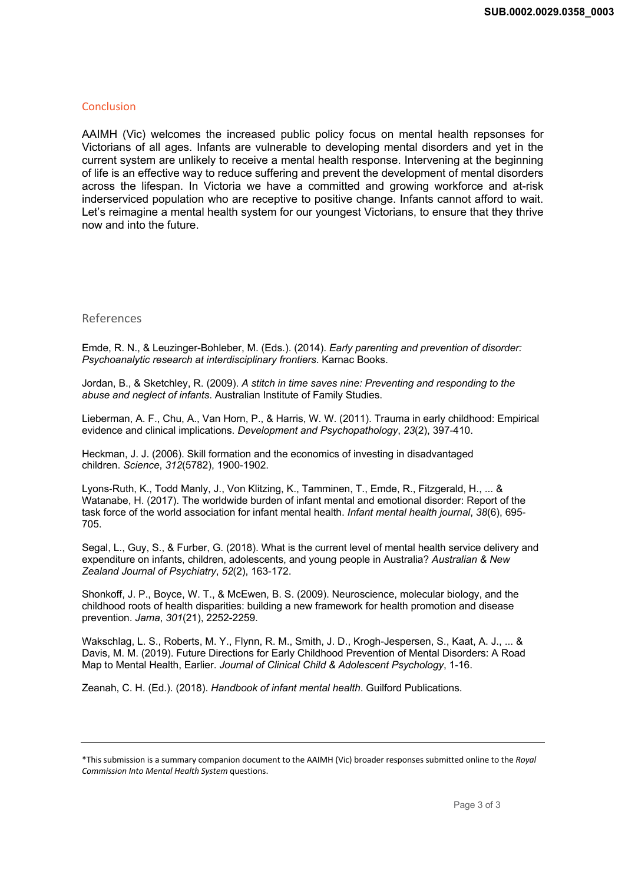## Conclusion

AAIMH (Vic) welcomes the increased public policy focus on mental health repsonses for Victorians of all ages. Infants are vulnerable to developing mental disorders and yet in the current system are unlikely to receive a mental health response. Intervening at the beginning of life is an effective way to reduce suffering and prevent the development of mental disorders across the lifespan. In Victoria we have a committed and growing workforce and at-risk inderserviced population who are receptive to positive change. Infants cannot afford to wait. Let's reimagine a mental health system for our youngest Victorians, to ensure that they thrive now and into the future.

## References

Emde, R. N., & Leuzinger-Bohleber, M. (Eds.). (2014). *Early parenting and prevention of disorder: Psychoanalytic research at interdisciplinary frontiers*. Karnac Books.

Jordan, B., & Sketchley, R. (2009). *A stitch in time saves nine: Preventing and responding to the abuse and neglect of infants*. Australian Institute of Family Studies.

Lieberman, A. F., Chu, A., Van Horn, P., & Harris, W. W. (2011). Trauma in early childhood: Empirical evidence and clinical implications. *Development and Psychopathology*, *23*(2), 397-410.

Heckman, J. J. (2006). Skill formation and the economics of investing in disadvantaged children. *Science*, *312*(5782), 1900-1902.

Lyons‐Ruth, K., Todd Manly, J., Von Klitzing, K., Tamminen, T., Emde, R., Fitzgerald, H., ... & Watanabe, H. (2017). The worldwide burden of infant mental and emotional disorder: Report of the task force of the world association for infant mental health. *Infant mental health journal*, *38*(6), 695-705.

Segal, L., Guy, S., & Furber, G. (2018). What is the current level of mental health service delivery and expenditure on infants, children, adolescents, and young people in Australia? *Australian & New Zealand Journal of Psychiatry*, *52*(2), 163-172.

Shonkoff, J. P., Boyce, W. T., & McEwen, B. S. (2009). Neuroscience, molecular biology, and the childhood roots of health disparities: building a new framework for health promotion and disease prevention. *Jama*, *301*(21), 2252-2259.

Wakschlag, L. S., Roberts, M. Y., Flynn, R. M., Smith, J. D., Krogh-Jespersen, S., Kaat, A. J., ... & Davis, M. M. (2019). Future Directions for Early Childhood Prevention of Mental Disorders: A Road Map to Mental Health, Earlier. *Journal of Clinical Child & Adolescent Psychology*, 1-16.

Zeanah, C. H. (Ed.). (2018). *Handbook of infant mental health*. Guilford Publications.

---

*This submission is a summary companion document to the AAIMH (Vic) broader responses submitted online to the *Royal Commission Into Mental Health System* questions.